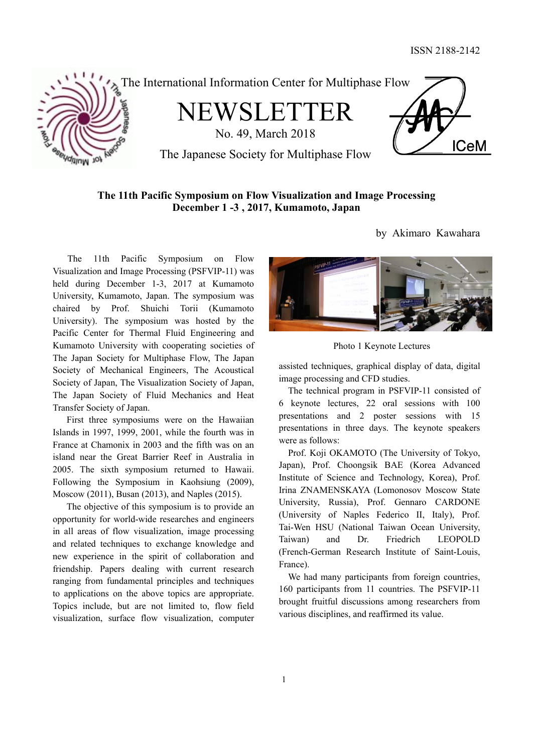ISSN 2188-2142

The International Information Center for Multiphase Flow

# NEWSLETTER

No. 49, March 2018

The Japanese Society for Multiphase Flow

## The 11th Pacific Symposium on Flow Visualization and Image Processing December 1 -3 , 2017, Kumamoto, Japan

by Akimaro Kawahara

The 11th Pacific Symposium on Flow Visualization and Image Processing (PSFVIP-11) was held during December 1-3, 2017 at Kumamoto University, Kumamoto, Japan. The symposium was chaired by Prof. Shuichi Torii (Kumamoto University). The symposium was hosted by the Pacific Center for Thermal Fluid Engineering and Kumamoto University with cooperating societies of The Japan Society for Multiphase Flow, The Japan Society of Mechanical Engineers, The Acoustical Society of Japan, The Visualization Society of Japan, The Japan Society of Fluid Mechanics and Heat Transfer Society of Japan.

First three symposiums were on the Hawaiian Islands in 1997, 1999, 2001, while the fourth was in France at Chamonix in 2003 and the fifth was on an island near the Great Barrier Reef in Australia in 2005. The sixth symposium returned to Hawaii. Following the Symposium in Kaohsiung (2009), Moscow (2011), Busan (2013), and Naples (2015).

The objective of this symposium is to provide an opportunity for world-wide researches and engineers in all areas of flow visualization, image processing and related techniques to exchange knowledge and new experience in the spirit of collaboration and friendship. Papers dealing with current research ranging from fundamental principles and techniques to applications on the above topics are appropriate. Topics include, but are not limited to, flow field visualization, surface flow visualization, computer assisted techniques, graphical display of data, digital image processing and CFD studies.

Photo 1 Keynote Lectures

The technical program in PSFVIP-11 consisted of 6 keynote lectures, 22 oral sessions with 100 presentations and 2 poster sessions with 15 presentations in three days. The keynote speakers were as follows:

Prof. Koji OKAMOTO (The University of Tokyo, Japan), Prof. Choongsik BAE (Korea Advanced Institute of Science and Technology, Korea), Prof. Irina ZNAMENSKAYA (Lomonosov Moscow State University, Russia), Prof. Gennaro CARDONE (University of Naples Federico II, Italy), Prof. Tai-Wen HSU (National Taiwan Ocean University, Taiwan) and Dr. Friedrich LEOPOLD (French-German Research Institute of Saint-Louis, France).

We had many participants from foreign countries, 160 participants from 11 countries. The PSFVIP-11 brought fruitful discussions among researchers from various disciplines, and reaffirmed its value.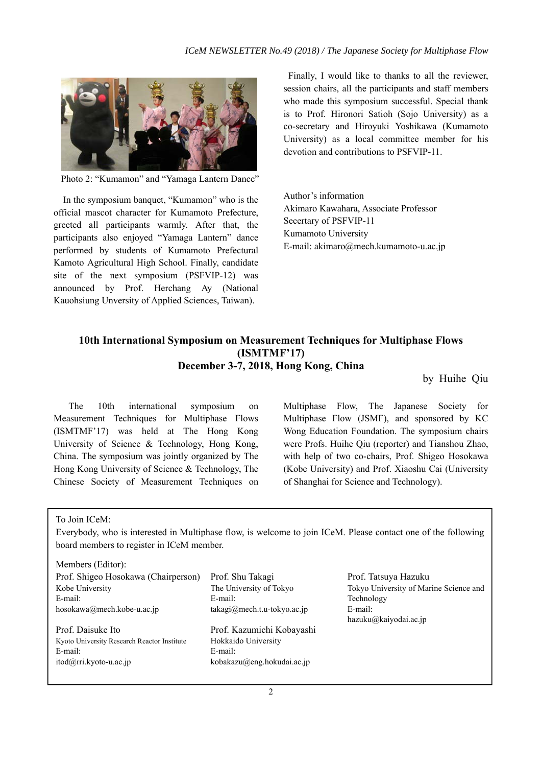Photo 2: "Kumamon" and "Yamaga Lantern Dance"

In the symposium banquet, "Kumamon" who is the official mascot character for Kumamoto Prefecture, greeted all participants warmly. After that, the participants also enjoyed "Yamaga Lantern" dance performed by students of Kumamoto Prefectural Kamoto Agricultural High School. Finally, candidate site of the next symposium (PSFVIP-12) was announced by Prof. Herchang Ay (National Kauohsiung Unversity of Applied Sciences, Taiwan).

Finally, I would like to thanks to all the reviewer, session chairs, all the participants and staff members who made this symposium successful. Special thank is to Prof. Hironori Satioh (Sojo University) as a co-secretary and Hiroyuki Yoshikawa (Kumamoto University) as a local committee member for his devotion and contributions to PSFVIP-11.

Author's information
Akimaro Kawahara, Associate Professor
Secertary of PSFVIP-11
Kumamoto University
E-mail: akimaro@mech.kumamoto-u.ac.jp

## 10th International Symposium on Measurement Techniques for Multiphase Flows (ISMTMF'17) December 3-7, 2018, Hong Kong, China

by Huihe Qiu

The 10th international symposium on Measurement Techniques for Multiphase Flows (ISMTMF'17) was held at The Hong Kong University of Science & Technology, Hong Kong, China. The symposium was jointly organized by The Hong Kong University of Science & Technology, The Chinese Society of Measurement Techniques on Multiphase Flow, The Japanese Society for Multiphase Flow (JSMF), and sponsored by KC Wong Education Foundation. The symposium chairs were Profs. Huihe Qiu (reporter) and Tianshou Zhao, with help of two co-chairs, Prof. Shigeo Hosokawa (Kobe University) and Prof. Xiaoshu Cai (University of Shanghai for Science and Technology).

---

To Join ICeM:
Everybody, who is interested in Multiphase flow, is welcome to join ICeM. Please contact one of the following board members to register in ICeM member.

Members (Editor):

Prof. Shigeo Hosokawa (Chairperson)
Kobe University
E-mail:
hosokawa@mech.kobe-u.ac.jp

Prof. Shu Takagi
The University of Tokyo
E-mail:
takagi@mech.t.u-tokyo.ac.jp

Prof. Tatsuya Hazuku
Tokyo University of Marine Science and Technology
E-mail:
hazuku@kaiyodai.ac.jp

Prof. Daisuke Ito
Kyoto University Research Reactor Institute
E-mail:
itod@rri.kyoto-u.ac.jp

Prof. Kazumichi Kobayashi
Hokkaido University
E-mail:
kobakazu@eng.hokudai.ac.jp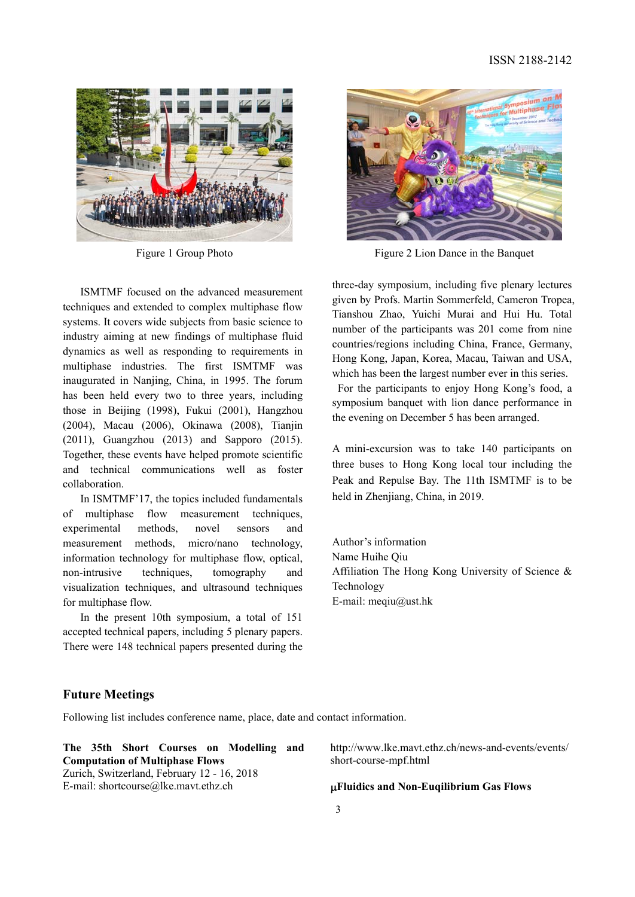Figure 1 Group Photo

Figure 2 Lion Dance in the Banquet

ISMTMF focused on the advanced measurement techniques and extended to complex multiphase flow systems. It covers wide subjects from basic science to industry aiming at new findings of multiphase fluid dynamics as well as responding to requirements in multiphase industries. The first ISMTMF was inaugurated in Nanjing, China, in 1995. The forum has been held every two to three years, including those in Beijing (1998), Fukui (2001), Hangzhou (2004), Macau (2006), Okinawa (2008), Tianjin (2011), Guangzhou (2013) and Sapporo (2015). Together, these events have helped promote scientific and technical communications well as foster collaboration.

In ISMTMF'17, the topics included fundamentals of multiphase flow measurement techniques, experimental methods, novel sensors and measurement methods, micro/nano technology, information technology for multiphase flow, optical, non-intrusive techniques, tomography and visualization techniques, and ultrasound techniques for multiphase flow.

In the present 10th symposium, a total of 151 accepted technical papers, including 5 plenary papers. There were 148 technical papers presented during the three-day symposium, including five plenary lectures given by Profs. Martin Sommerfeld, Cameron Tropea, Tianshou Zhao, Yuichi Murai and Hui Hu. Total number of the participants was 201 come from nine countries/regions including China, France, Germany, Hong Kong, Japan, Korea, Macau, Taiwan and USA, which has been the largest number ever in this series.

For the participants to enjoy Hong Kong's food, a symposium banquet with lion dance performance in the evening on December 5 has been arranged.

A mini-excursion was to take 140 participants on three buses to Hong Kong local tour including the Peak and Repulse Bay. The 11th ISMTMF is to be held in Zhenjiang, China, in 2019.

Author's information
Name Huihe Qiu
Affiliation The Hong Kong University of Science & Technology
E-mail: meqiu@ust.hk

## Future Meetings

Following list includes conference name, place, date and contact information.

**The 35th Short Courses on Modelling and Computation of Multiphase Flows**
Zurich, Switzerland, February 12 - 16, 2018
E-mail: shortcourse@lke.mavt.ethz.ch
http://www.lke.mavt.ethz.ch/news-and-events/events/short-course-mpf.html

**μFluidics and Non-Euqilibrium Gas Flows**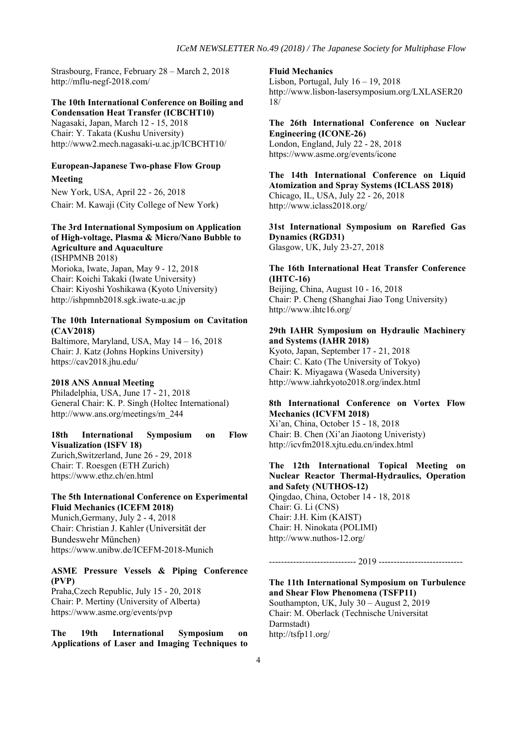Strasbourg, France, February 28 – March 2, 2018
http://mflu-negf-2018.com/

**The 10th International Conference on Boiling and Condensation Heat Transfer (ICBCHT10)**
Nagasaki, Japan, March 12 - 15, 2018
Chair: Y. Takata (Kushu University)
http://www2.mech.nagasaki-u.ac.jp/ICBCHT10/

**European-Japanese Two-phase Flow Group Meeting**
New York, USA, April 22 - 26, 2018
Chair: M. Kawaji (City College of New York)

**The 3rd International Symposium on Application of High-voltage, Plasma & Micro/Nano Bubble to Agriculture and Aquaculture**
(ISHPMNB 2018)
Morioka, Iwate, Japan, May 9 - 12, 2018
Chair: Koichi Takaki (Iwate University)
Chair: Kiyoshi Yoshikawa (Kyoto University)
http://ishpmnb2018.sgk.iwate-u.ac.jp

**The 10th International Symposium on Cavitation (CAV2018)**
Baltimore, Maryland, USA, May 14 – 16, 2018
Chair: J. Katz (Johns Hopkins University)
https://cav2018.jhu.edu/

**2018 ANS Annual Meeting**
Philadelphia, USA, June 17 - 21, 2018
General Chair: K. P. Singh (Holtec International)
http://www.ans.org/meetings/m_244

**18th International Symposium on Flow Visualization (ISFV 18)**
Zurich,Switzerland, June 26 - 29, 2018
Chair: T. Roesgen (ETH Zurich)
https://www.ethz.ch/en.html

**The 5th International Conference on Experimental Fluid Mechanics (ICEFM 2018)**
Munich,Germany, July 2 - 4, 2018
Chair: Christian J. Kahler (Universität der Bundeswehr München)
https://www.unibw.de/ICEFM-2018-Munich

**ASME Pressure Vessels & Piping Conference (PVP)**
Praha,Czech Republic, July 15 - 20, 2018
Chair: P. Mertiny (University of Alberta)
https://www.asme.org/events/pvp

**The 19th International Symposium on Applications of Laser and Imaging Techniques to Fluid Mechanics**
Lisbon, Portugal, July 16 – 19, 2018
http://www.lisbon-lasersymposium.org/LXLASER2018/

**The 26th International Conference on Nuclear Engineering (ICONE-26)**
London, England, July 22 - 28, 2018
https://www.asme.org/events/icone

**The 14th International Conference on Liquid Atomization and Spray Systems (ICLASS 2018)**
Chicago, IL, USA, July 22 - 26, 2018
http://www.iclass2018.org/

**31st International Symposium on Rarefied Gas Dynamics (RGD31)**
Glasgow, UK, July 23-27, 2018

**The 16th International Heat Transfer Conference (IHTC-16)**
Beijing, China, August 10 - 16, 2018
Chair: P. Cheng (Shanghai Jiao Tong University)
http://www.ihtc16.org/

**29th IAHR Symposium on Hydraulic Machinery and Systems (IAHR 2018)**
Kyoto, Japan, September 17 - 21, 2018
Chair: C. Kato (The University of Tokyo)
Chair: K. Miyagawa (Waseda University)
http://www.iahrkyoto2018.org/index.html

**8th International Conference on Vortex Flow Mechanics (ICVFM 2018)**
Xi'an, China, October 15 - 18, 2018
Chair: B. Chen (Xi'an Jiaotong Univeristy)
http://icvfm2018.xjtu.edu.cn/index.html

**The 12th International Topical Meeting on Nuclear Reactor Thermal-Hydraulics, Operation and Safety (NUTHOS-12)**
Qingdao, China, October 14 - 18, 2018
Chair: G. Li (CNS)
Chair: J.H. Kim (KAIST)
Chair: H. Ninokata (POLIMI)
http://www.nuthos-12.org/

----------------------------- 2019 ----------------------------

**The 11th International Symposium on Turbulence and Shear Flow Phenomena (TSFP11)**
Southampton, UK, July 30 – August 2, 2019
Chair: M. Oberlack (Technische Universitat Darmstadt)
http://tsfp11.org/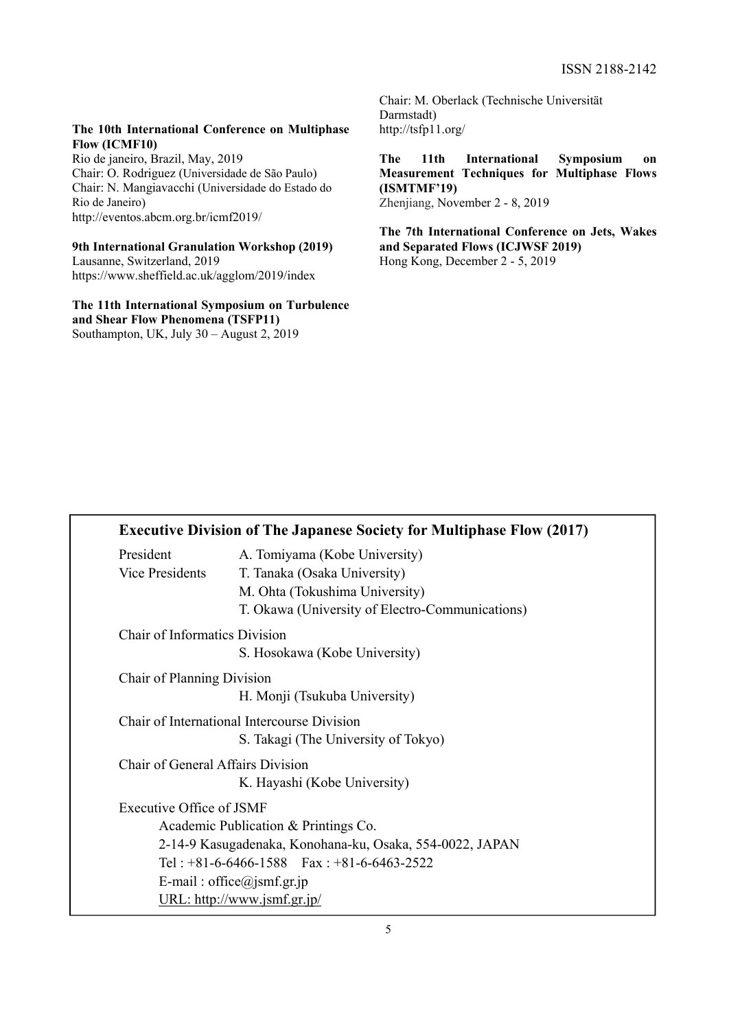**The 10th International Conference on Multiphase Flow (ICMF10)**
Rio de janeiro, Brazil, May, 2019
Chair: O. Rodriguez (Universidade de São Paulo)
Chair: N. Mangiavacchi (Universidade do Estado do Rio de Janeiro)
http://eventos.abcm.org.br/icmf2019/

**9th International Granulation Workshop (2019)**
Lausanne, Switzerland, 2019
https://www.sheffield.ac.uk/agglom/2019/index

**The 11th International Symposium on Turbulence and Shear Flow Phenomena (TSFP11)**
Southampton, UK, July 30 – August 2, 2019
Chair: M. Oberlack (Technische Universität Darmstadt)
http://tsfp11.org/

**The 11th International Symposium on Measurement Techniques for Multiphase Flows (ISMTMF'19)**
Zhenjiang, November 2 - 8, 2019

**The 7th International Conference on Jets, Wakes and Separated Flows (ICJWSF 2019)**
Hong Kong, December 2 - 5, 2019

## Executive Division of The Japanese Society for Multiphase Flow (2017)

President A. Tomiyama (Kobe University)
Vice Presidents T. Tanaka (Osaka University)
M. Ohta (Tokushima University)
T. Okawa (University of Electro-Communications)

Chair of Informatics Division
S. Hosokawa (Kobe University)

Chair of Planning Division
H. Monji (Tsukuba University)

Chair of International Intercourse Division
S. Takagi (The University of Tokyo)

Chair of General Affairs Division
K. Hayashi (Kobe University)

Executive Office of JSMF
Academic Publication & Printings Co.
2-14-9 Kasugadenaka, Konohana-ku, Osaka, 554-0022, JAPAN
Tel : +81-6-6466-1588 Fax : +81-6-6463-2522
E-mail : office@jsmf.gr.jp
URL: http://www.jsmf.gr.jp/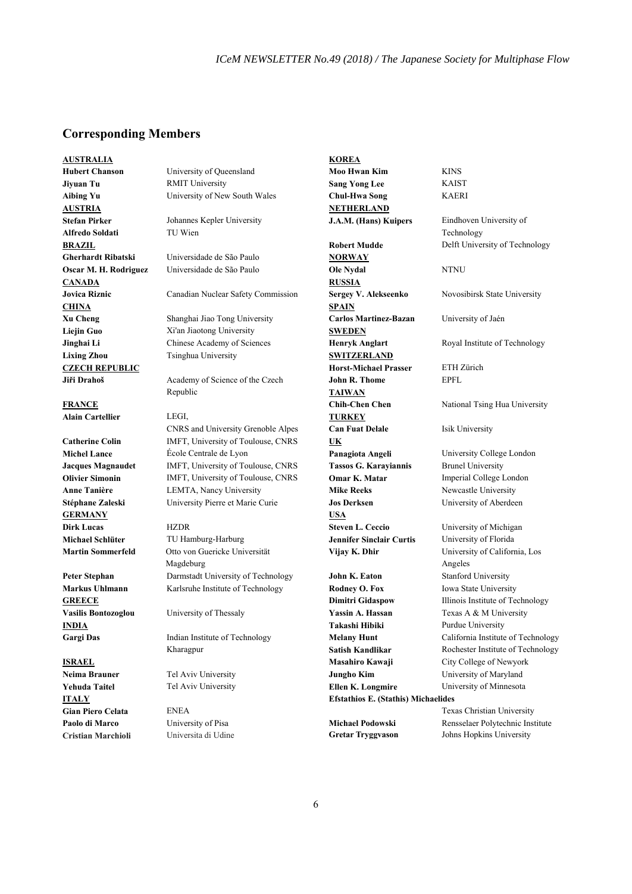## Corresponding Members

**AUSTRALIA**

**Hubert Chanson** University of Queensland
**Jiyuan Tu** RMIT University
**Aibing Yu** University of New South Wales

**AUSTRIA**

**Stefan Pirker** Johannes Kepler University
**Alfredo Soldati** TU Wien

**BRAZIL**

**Gherhardt Ribatski** Universidade de São Paulo
**Oscar M. H. Rodriguez** Universidade de São Paulo

**CANADA**

**Jovica Riznic** Canadian Nuclear Safety Commission

**CHINA**

**Xu Cheng** Shanghai Jiao Tong University
**Liejin Guo** Xi'an Jiaotong University
**Jinghai Li** Chinese Academy of Sciences
**Lixing Zhou** Tsinghua University

**CZECH REPUBLIC**

**Jiři Drahoš** Academy of Science of the Czech Republic

**FRANCE**

**Alain Cartellier** LEGI, CNRS and University Grenoble Alpes
**Catherine Colin** IMFT, University of Toulouse, CNRS
**Michel Lance** École Centrale de Lyon
**Jacques Magnaudet** IMFT, University of Toulouse, CNRS
**Olivier Simonin** IMFT, University of Toulouse, CNRS
**Anne Tanière** LEMTA, Nancy University
**Stéphane Zaleski** University Pierre et Marie Curie

**GERMANY**

**Dirk Lucas** HZDR
**Michael Schlüter** TU Hamburg-Harburg
**Martin Sommerfeld** Otto von Guericke Universität Magdeburg
**Peter Stephan** Darmstadt University of Technology
**Markus Uhlmann** Karlsruhe Institute of Technology

**GREECE**

**Vasilis Bontozoglou** University of Thessaly

**INDIA**

**Gargi Das** Indian Institute of Technology Kharagpur

**ISRAEL**

**Neima Brauner** Tel Aviv University
**Yehuda Taitel** Tel Aviv University

**ITALY**

**Gian Piero Celata** ENEA
**Paolo di Marco** University of Pisa
**Cristian Marchioli** Universita di Udine

**KOREA**

**Moo Hwan Kim** KINS
**Sang Yong Lee** KAIST
**Chul-Hwa Song** KAERI

**NETHERLAND**

**J.A.M. (Hans) Kuipers** Eindhoven University of Technology
**Robert Mudde** Delft University of Technology

**NORWAY**

**Ole Nydal** NTNU

**RUSSIA**

**Sergey V. Alekseenko** Novosibirsk State University

**SPAIN**

**Carlos Martinez-Bazan** University of Jaén

**SWEDEN**

**Henryk Anglart** Royal Institute of Technology

**SWITZERLAND**

**Horst-Michael Prasser** ETH Zürich
**John R. Thome** EPFL

**TAIWAN**

**Chih-Chen Chen** National Tsing Hua University

**TURKEY**

**Can Fuat Delale** Isik University

**UK**

**Panagiota Angeli** University College London
**Tassos G. Karayiannis** Brunel University
**Omar K. Matar** Imperial College London
**Mike Reeks** Newcastle University
**Jos Derksen** University of Aberdeen

**USA**

**Steven L. Ceccio** University of Michigan
**Jennifer Sinclair Curtis** University of Florida
**Vijay K. Dhir** University of California, Los Angeles
**John K. Eaton** Stanford University
**Rodney O. Fox** Iowa State University
**Dimitri Gidaspow** Illinois Institute of Technology
**Yassin A. Hassan** Texas A & M University
**Takashi Hibiki** Purdue University
**Melany Hunt** California Institute of Technology
**Satish Kandlikar** Rochester Institute of Technology
**Masahiro Kawaji** City College of Newyork
**Jungho Kim** University of Maryland
**Ellen K. Longmire** University of Minnesota
**Efstathios E. (Stathis) Michaelides** Texas Christian University
**Michael Podowski** Rensselaer Polytechnic Institute
**Gretar Tryggvason** Johns Hopkins University